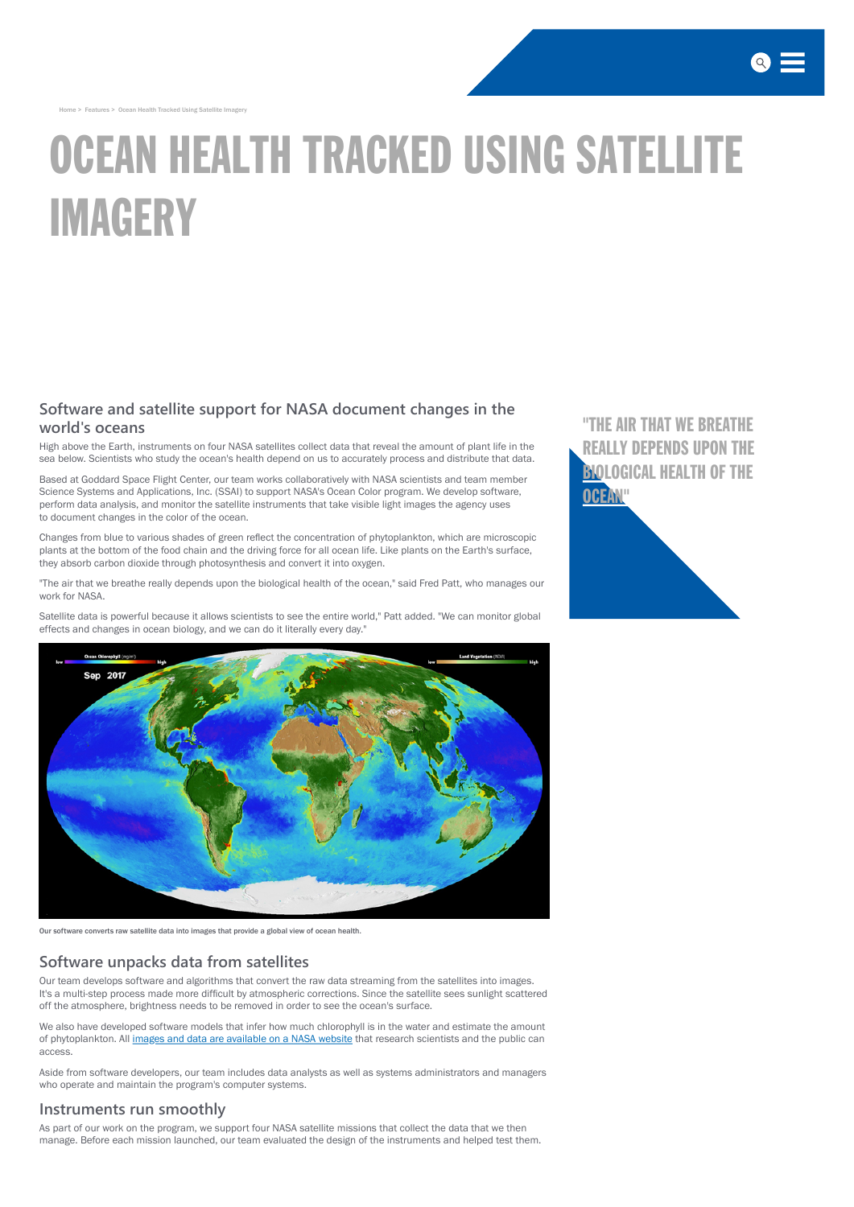Home > Features > Ocean Health Tracked Using Satellite Imagery

# OCEAN HEALTH TRACKED USING SATELLITE IMAGERY

## Software and satellite support for NASA document changes in the world's oceans

High above the Earth, instruments on four NASA satellites collect data that reveal the amount of plant life in the sea below. Scientists who study the ocean's health depend on us to accurately process and distribute that data.

Based at Goddard Space Flight Center, our team works collaboratively with NASA scientists and team member Science Systems and Applications, Inc. (SSAI) to support NASA's Ocean Color program. We develop software, perform data analysis, and monitor the satellite instruments that take visible light images the agency uses to document changes in the color of the ocean.

Changes from blue to various shades of green reflect the concentration of phytoplankton, which are microscopic plants at the bottom of the food chain and the driving force for all ocean life. Like plants on the Earth's surface, they absorb carbon dioxide through photosynthesis and convert it into oxygen.

"The air that we breathe really depends upon the biological health of the ocean," said Fred Patt, who manages our work for NASA.

> "THE AIR THAT WE BREATHE REALLY DEPENDS UPON THE BIOLOGICAL HEALTH OF THE OCEAN"

Satellite data is powerful because it allows scientists to see the entire world," Patt added. "We can monitor global effects and changes in ocean biology, and we can do it literally every day."

Our software converts raw satellite data into images that provide a global view of ocean health.

## Software unpacks data from satellites

Our team develops software and algorithms that convert the raw data streaming from the satellites into images. It's a multi-step process made more difficult by atmospheric corrections. Since the satellite sees sunlight scattered off the atmosphere, brightness needs to be removed in order to see the ocean's surface.

We also have developed software models that infer how much chlorophyll is in the water and estimate the amount of phytoplankton. All [images and data are available on a NASA website] that research scientists and the public can access.

Aside from software developers, our team includes data analysts as well as systems administrators and managers who operate and maintain the program's computer systems.

## Instruments run smoothly

As part of our work on the program, we support four NASA satellite missions that collect the data that we then manage. Before each mission launched, our team evaluated the design of the instruments and helped test them.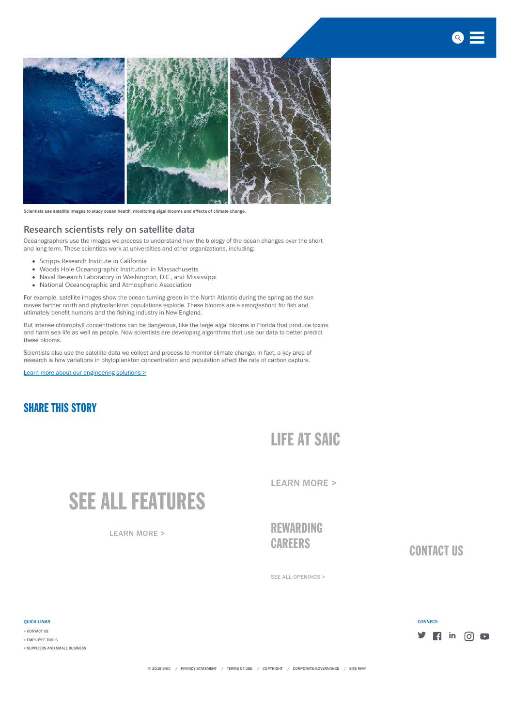Scientists use satellite images to study ocean health, monitoring algal blooms and effects of climate change.

## Research scientists rely on satellite data

Oceanographers use the images we process to understand how the biology of the ocean changes over the short and long term. These scientists work at universities and other organizations, including:

- Scripps Research Institute in California
- Woods Hole Oceanographic Institution in Massachusetts
- Naval Research Laboratory in Washington, D.C., and Mississippi
- National Oceanographic and Atmospheric Association

For example, satellite images show the ocean turning green in the North Atlantic during the spring as the sun moves farther north and phytoplankton populations explode. These blooms are a smorgasbord for fish and ultimately benefit humans and the fishing industry in New England.

But intense chlorophyll concentrations can be dangerous, like the large algal blooms in Florida that produce toxins and harm sea life as well as people. Now scientists are developing algorithms that use our data to better predict these blooms.

Scientists also use the satellite data we collect and process to monitor climate change. In fact, a key area of research is how variations in phytoplankton concentration and population affect the rate of carbon capture.

Learn more about our engineering solutions >

## SHARE THIS STORY

## SEE ALL FEATURES

LEARN MORE >

## LIFE AT SAIC

LEARN MORE >

## REWARDING CAREERS

SEE ALL OPENINGS >

## CONTACT US

QUICK LINKS

+ CONTACT US
+ EMPLOYEE TOOLS
+ SUPPLIERS AND SMALL BUSINESS

CONNECT:

© 2019 SAIC / PRIVACY STATEMENT / TERMS OF USE / COPYRIGHT / CORPORATE GOVERNANCE / SITE MAP